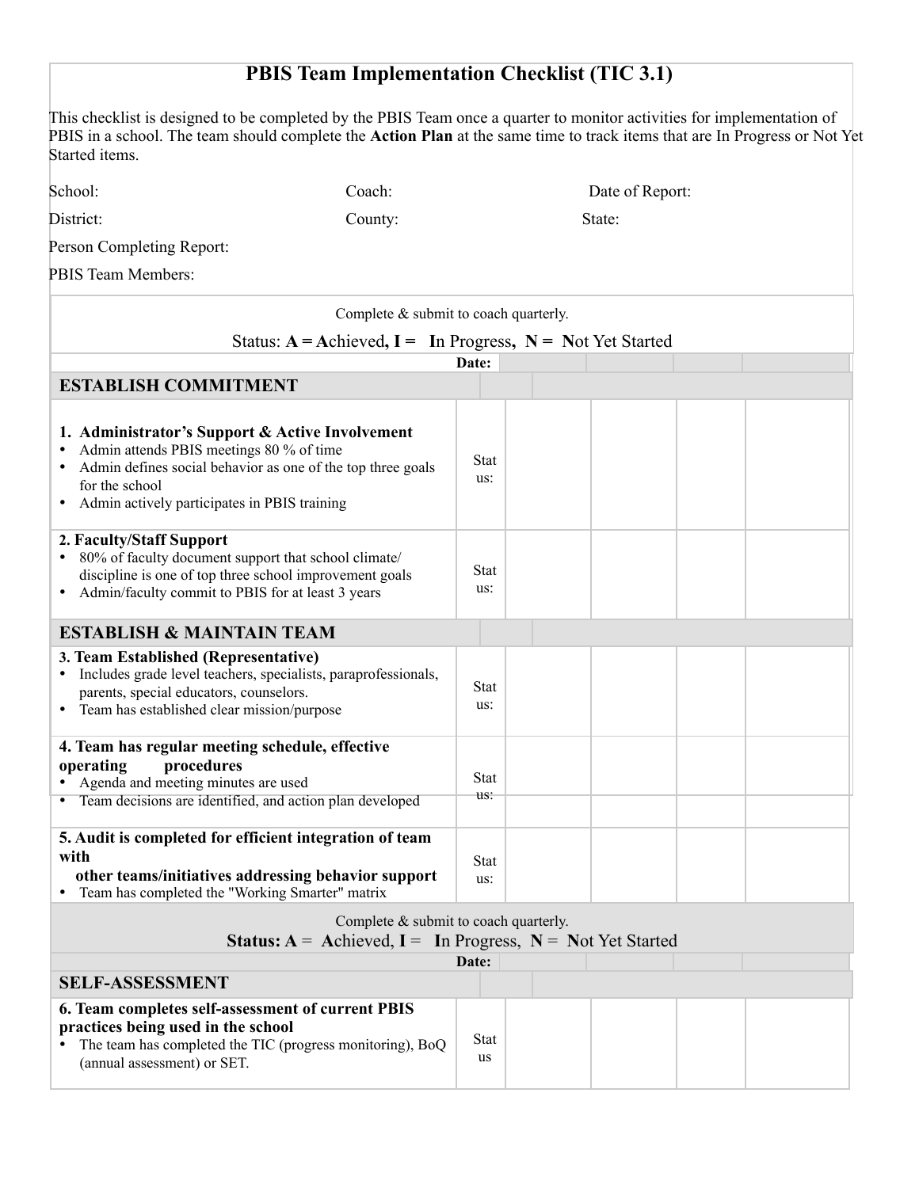# PBIS Team Implementation Checklist (TIC 3.1)

This checklist is designed to be completed by the PBIS Team once a quarter to monitor activities for implementation of PBIS in a school. The team should complete the **Action Plan** at the same time to track items that are In Progress or Not Yet Started items.

School: Coach: Date of Report:

District: County: State:

Person Completing Report:

PBIS Team Members:

Complete & submit to coach quarterly.

Status: **A** = **A**chieved, **I** = **I**n Progress, **N** = **N**ot Yet Started

| | **Date:** | | | | |
|---|---|---|---|---|---|
| **ESTABLISH COMMITMENT** | | | | | |
| **1. Administrator's Support & Active Involvement**<br>• Admin attends PBIS meetings 80 % of time<br>• Admin defines social behavior as one of the top three goals for the school<br>• Admin actively participates in PBIS training | Status: | | | | |
| **2. Faculty/Staff Support**<br>• 80% of faculty document support that school climate/ discipline is one of top three school improvement goals<br>• Admin/faculty commit to PBIS for at least 3 years | Status: | | | | |
| **ESTABLISH & MAINTAIN TEAM** | | | | | |
| **3. Team Established (Representative)**<br>• Includes grade level teachers, specialists, paraprofessionals, parents, special educators, counselors.<br>• Team has established clear mission/purpose | Status: | | | | |
| **4. Team has regular meeting schedule, effective operating procedures**<br>• Agenda and meeting minutes are used<br>• Team decisions are identified, and action plan developed | Status: | | | | |
| **5. Audit is completed for efficient integration of team with other teams/initiatives addressing behavior support**<br>• Team has completed the "Working Smarter" matrix | Status: | | | | |

Complete & submit to coach quarterly.

**Status: A** = **A**chieved, **I** = **I**n Progress, **N** = **N**ot Yet Started

| | **Date:** | | | | |
|---|---|---|---|---|---|
| **SELF-ASSESSMENT** | | | | | |
| **6. Team completes self-assessment of current PBIS practices being used in the school**<br>• The team has completed the TIC (progress monitoring), BoQ (annual assessment) or SET. | Status | | | | |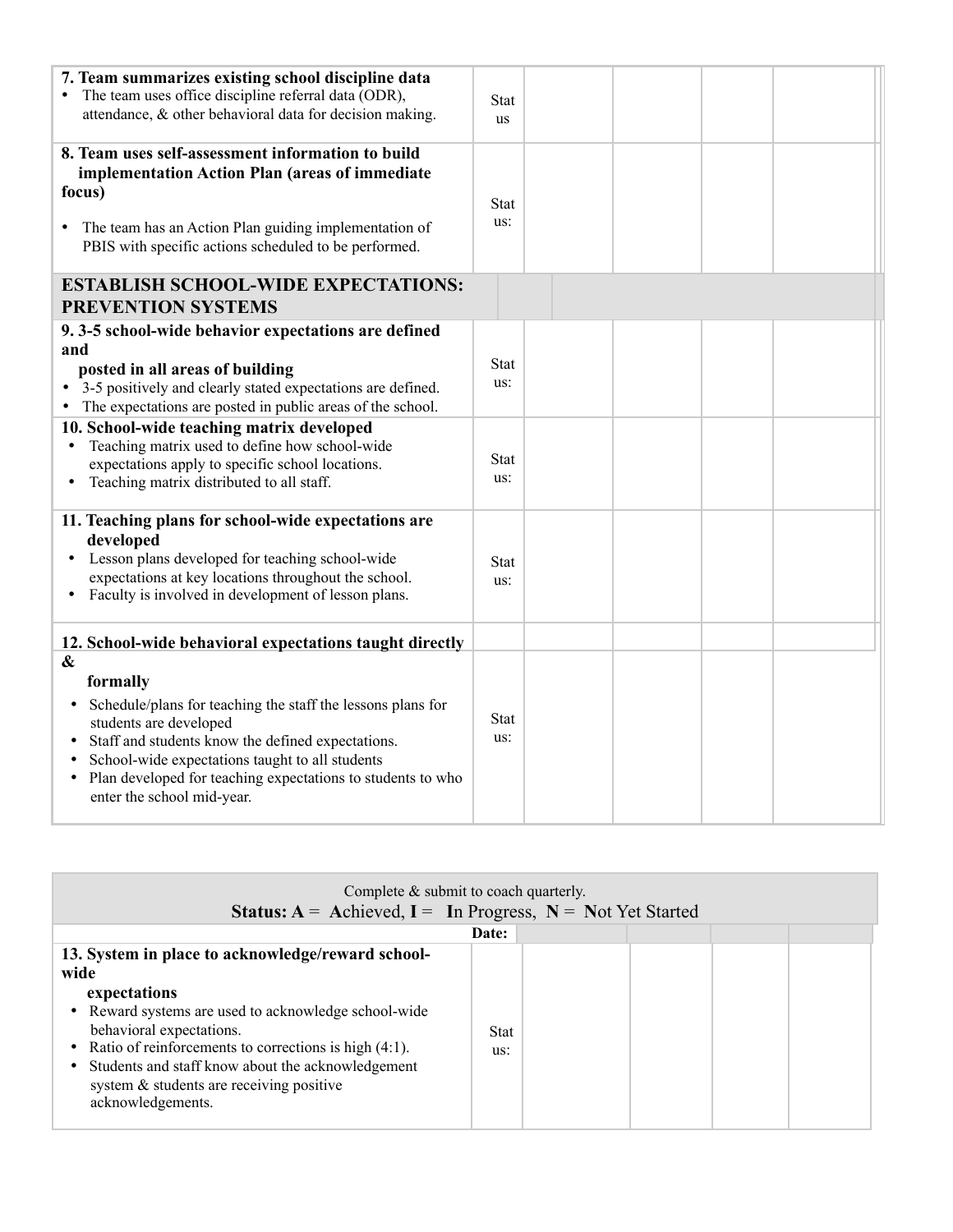| | | | | | |
|---|---|---|---|---|---|
| **7. Team summarizes existing school discipline data**<br>• The team uses office discipline referral data (ODR), attendance, & other behavioral data for decision making. | Status | | | | |
| **8. Team uses self-assessment information to build implementation Action Plan (areas of immediate focus)**<br>• The team has an Action Plan guiding implementation of PBIS with specific actions scheduled to be performed. | Status: | | | | |
| **ESTABLISH SCHOOL-WIDE EXPECTATIONS: PREVENTION SYSTEMS** | | | | | |
| **9. 3-5 school-wide behavior expectations are defined and posted in all areas of building**<br>• 3-5 positively and clearly stated expectations are defined.<br>• The expectations are posted in public areas of the school. | Status: | | | | |
| **10. School-wide teaching matrix developed**<br>• Teaching matrix used to define how school-wide expectations apply to specific school locations.<br>• Teaching matrix distributed to all staff. | Status: | | | | |
| **11. Teaching plans for school-wide expectations are developed**<br>• Lesson plans developed for teaching school-wide expectations at key locations throughout the school.<br>• Faculty is involved in development of lesson plans. | Status: | | | | |
| **12. School-wide behavioral expectations taught directly & formally**<br>• Schedule/plans for teaching the staff the lessons plans for students are developed<br>• Staff and students know the defined expectations.<br>• School-wide expectations taught to all students<br>• Plan developed for teaching expectations to students to who enter the school mid-year. | Status: | | | | |

Complete & submit to coach quarterly.

**Status: A** = **A**chieved, **I** = **I**n Progress, **N** = **N**ot Yet Started

| | Date: | | | | |
|---|---|---|---|---|---|
| **13. System in place to acknowledge/reward school-wide expectations**<br>• Reward systems are used to acknowledge school-wide behavioral expectations.<br>• Ratio of reinforcements to corrections is high (4:1).<br>• Students and staff know about the acknowledgement system & students are receiving positive acknowledgements. | Status: | | | | |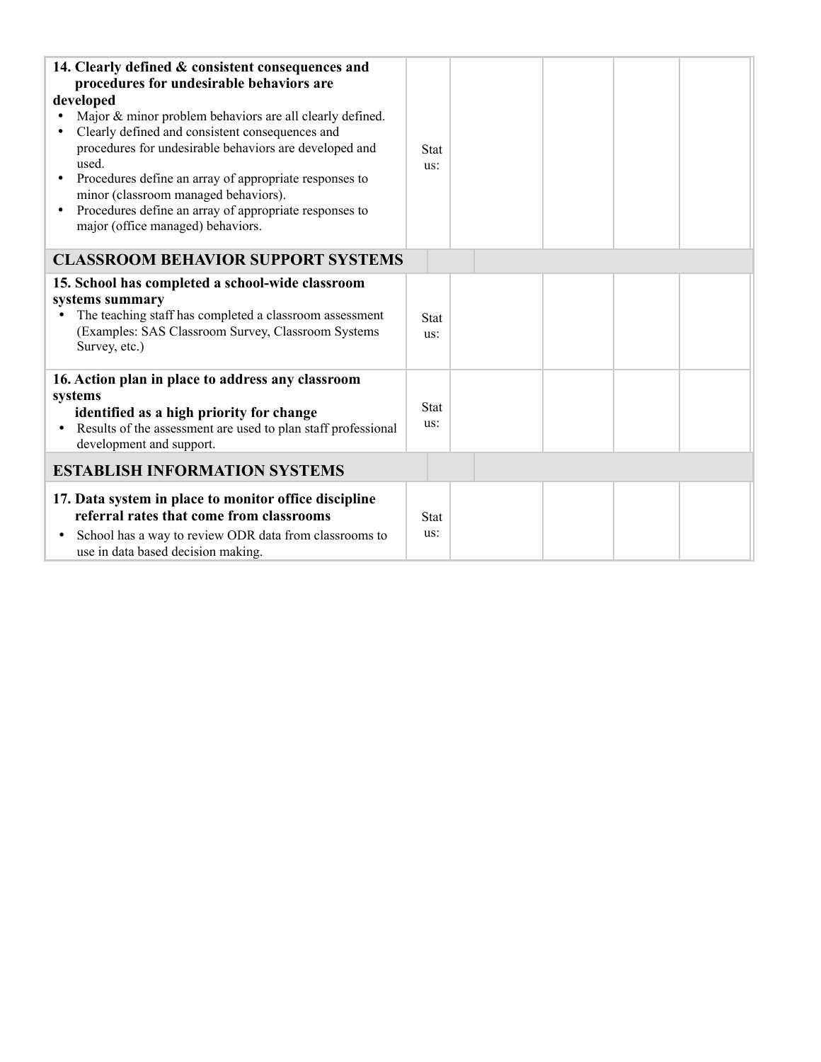| | | | | | |
|---|---|---|---|---|---|
| **14. Clearly defined & consistent consequences and procedures for undesirable behaviors are developed**<br>• Major & minor problem behaviors are all clearly defined.<br>• Clearly defined and consistent consequences and procedures for undesirable behaviors are developed and used.<br>• Procedures define an array of appropriate responses to minor (classroom managed behaviors).<br>• Procedures define an array of appropriate responses to major (office managed) behaviors. | Status: | | | | |
| **CLASSROOM BEHAVIOR SUPPORT SYSTEMS** | | | | | |
| **15. School has completed a school-wide classroom systems summary**<br>• The teaching staff has completed a classroom assessment (Examples: SAS Classroom Survey, Classroom Systems Survey, etc.) | Status: | | | | |
| **16. Action plan in place to address any classroom systems identified as a high priority for change**<br>• Results of the assessment are used to plan staff professional development and support. | Status: | | | | |
| **ESTABLISH INFORMATION SYSTEMS** | | | | | |
| **17. Data system in place to monitor office discipline referral rates that come from classrooms**<br>• School has a way to review ODR data from classrooms to use in data based decision making. | Status: | | | | |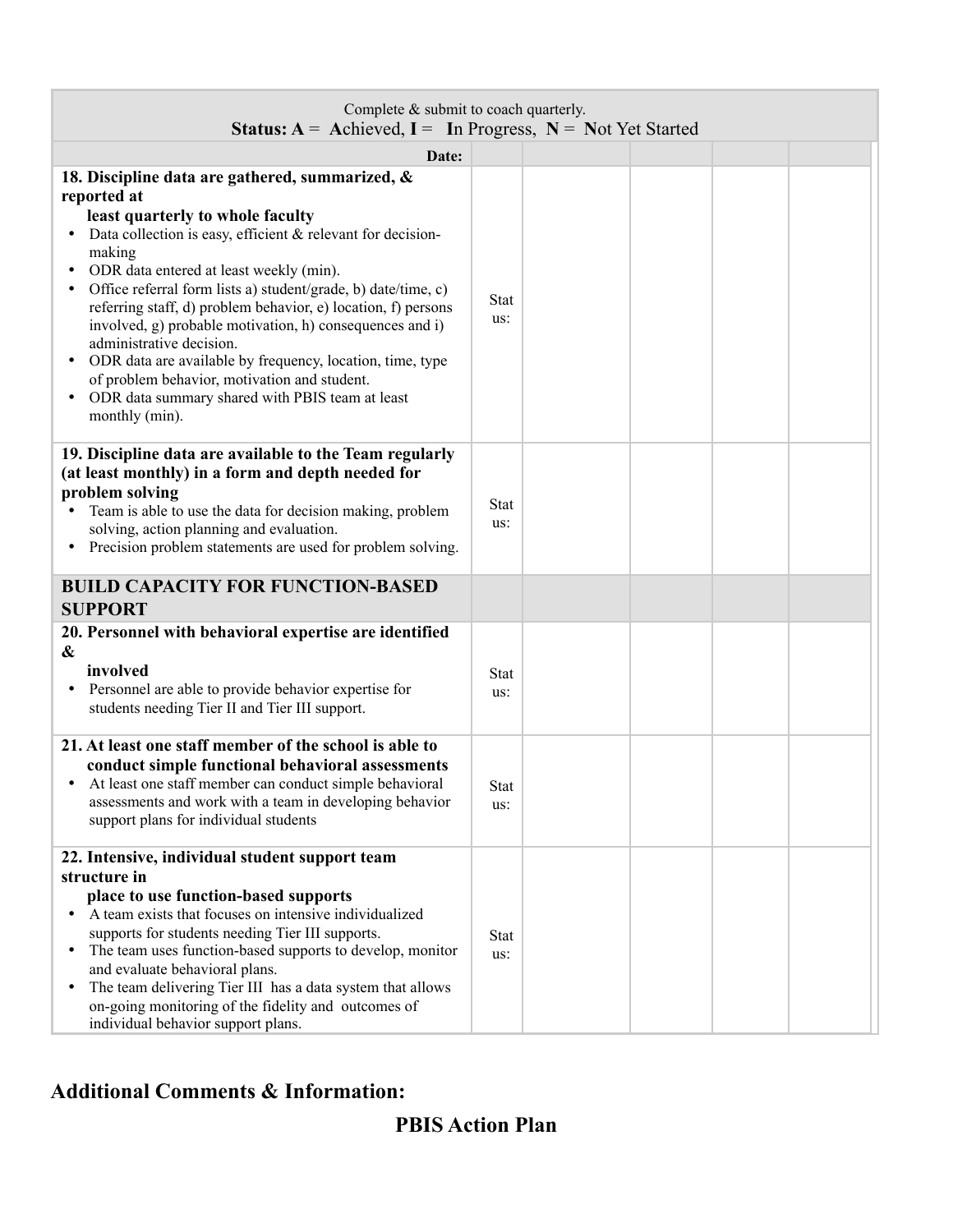| Complete & submit to coach quarterly.<br>**Status: A = Achieved, I = In Progress, N = Not Yet Started** | | | | | |
|---|---|---|---|---|---|
| **Date:** | | | | | |
| **18. Discipline data are gathered, summarized, & reported at least quarterly to whole faculty**<br>• Data collection is easy, efficient & relevant for decision-making<br>• ODR data entered at least weekly (min).<br>• Office referral form lists a) student/grade, b) date/time, c) referring staff, d) problem behavior, e) location, f) persons involved, g) probable motivation, h) consequences and i) administrative decision.<br>• ODR data are available by frequency, location, time, type of problem behavior, motivation and student.<br>• ODR data summary shared with PBIS team at least monthly (min). | Status: | | | | |
| **19. Discipline data are available to the Team regularly (at least monthly) in a form and depth needed for problem solving**<br>• Team is able to use the data for decision making, problem solving, action planning and evaluation.<br>• Precision problem statements are used for problem solving. | Status: | | | | |
| **BUILD CAPACITY FOR FUNCTION-BASED SUPPORT** | | | | | |
| **20. Personnel with behavioral expertise are identified & involved**<br>• Personnel are able to provide behavior expertise for students needing Tier II and Tier III support. | Status: | | | | |
| **21. At least one staff member of the school is able to conduct simple functional behavioral assessments**<br>• At least one staff member can conduct simple behavioral assessments and work with a team in developing behavior support plans for individual students | Status: | | | | |
| **22. Intensive, individual student support team structure in place to use function-based supports**<br>• A team exists that focuses on intensive individualized supports for students needing Tier III supports.<br>• The team uses function-based supports to develop, monitor and evaluate behavioral plans.<br>• The team delivering Tier III has a data system that allows on-going monitoring of the fidelity and outcomes of individual behavior support plans. | Status: | | | | |

## Additional Comments & Information:

# PBIS Action Plan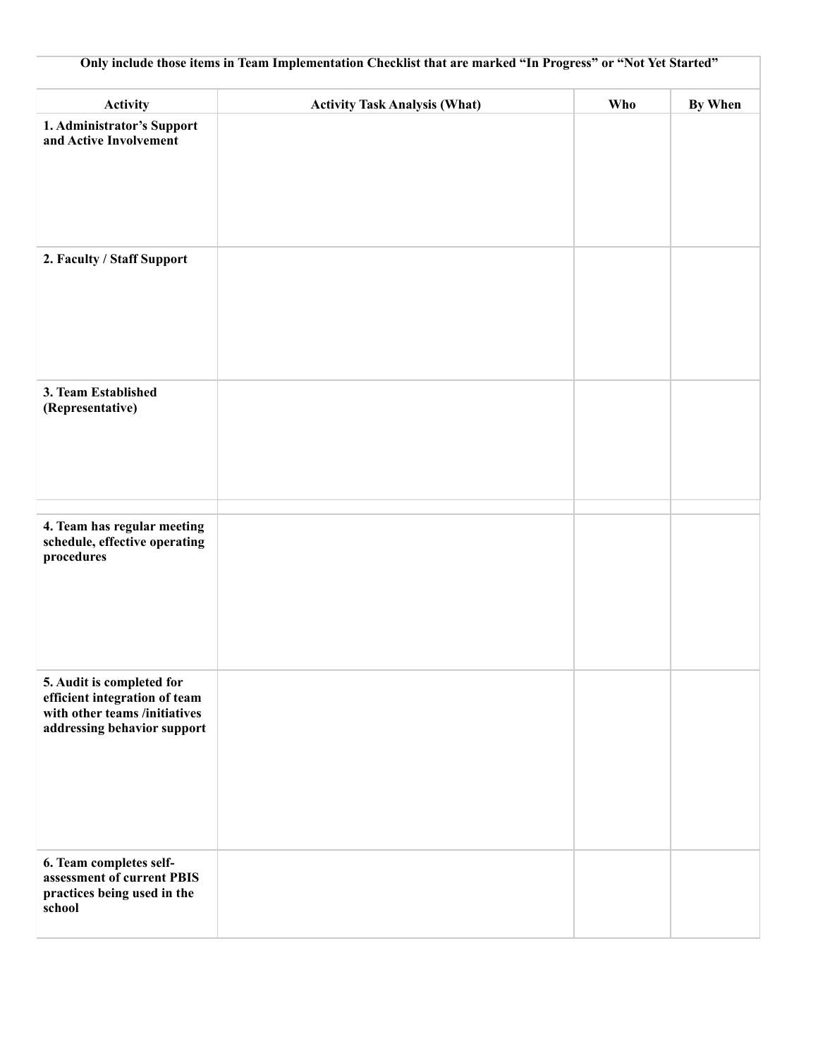**Only include those items in Team Implementation Checklist that are marked "In Progress" or "Not Yet Started"**

| Activity | Activity Task Analysis (What) | Who | By When |
|---|---|---|---|
| **1. Administrator's Support and Active Involvement** | | | |
| **2. Faculty / Staff Support** | | | |
| **3. Team Established (Representative)** | | | |
| **4. Team has regular meeting schedule, effective operating procedures** | | | |
| **5. Audit is completed for efficient integration of team with other teams /initiatives addressing behavior support** | | | |
| **6. Team completes self-assessment of current PBIS practices being used in the school** | | | |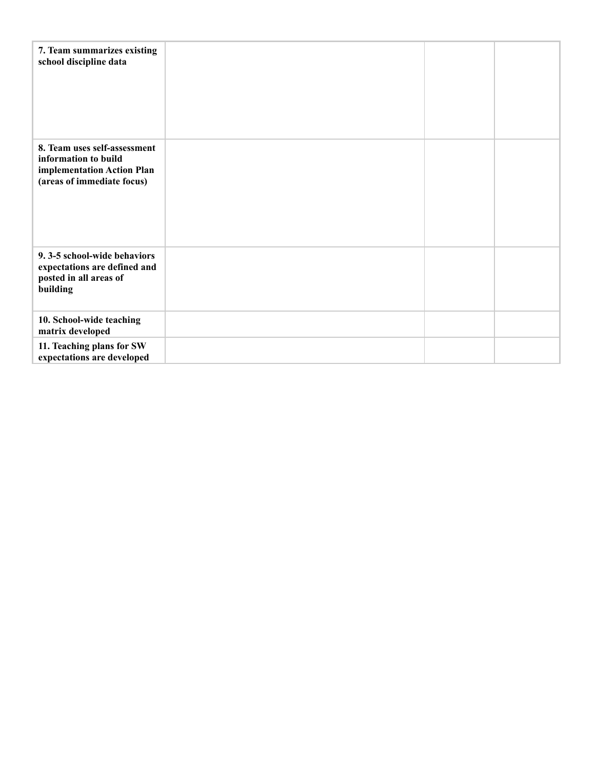| | | | |
|---|---|---|---|
| **7. Team summarizes existing school discipline data** | | | |
| **8. Team uses self-assessment information to build implementation Action Plan (areas of immediate focus)** | | | |
| **9. 3-5 school-wide behaviors expectations are defined and posted in all areas of building** | | | |
| **10. School-wide teaching matrix developed** | | | |
| **11. Teaching plans for SW expectations are developed** | | | |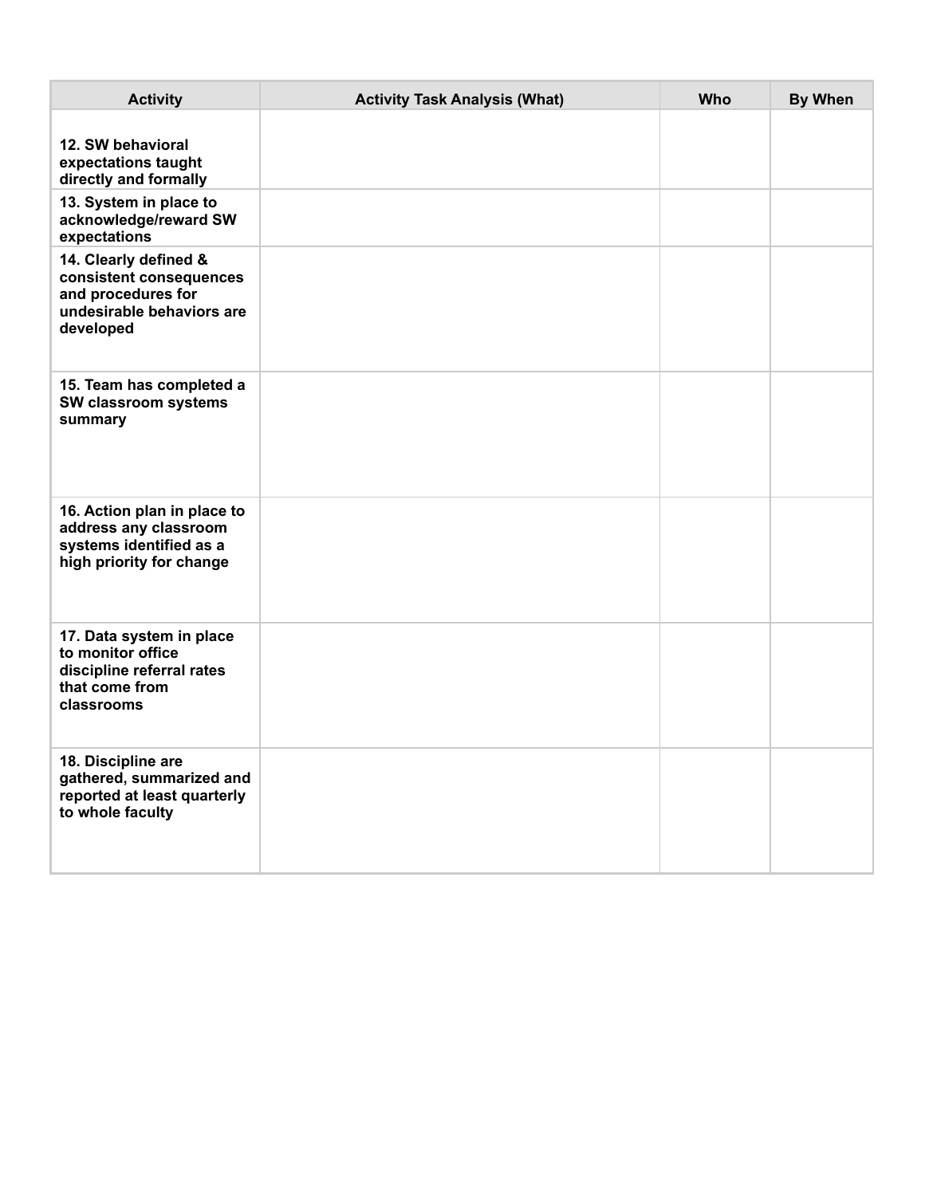| Activity | Activity Task Analysis (What) | Who | By When |
| --- | --- | --- | --- |
| **12. SW behavioral expectations taught directly and formally** | | | |
| **13. System in place to acknowledge/reward SW expectations** | | | |
| **14. Clearly defined & consistent consequences and procedures for undesirable behaviors are developed** | | | |
| **15. Team has completed a SW classroom systems summary** | | | |
| **16. Action plan in place to address any classroom systems identified as a high priority for change** | | | |
| **17. Data system in place to monitor office discipline referral rates that come from classrooms** | | | |
| **18. Discipline are gathered, summarized and reported at least quarterly to whole faculty** | | | |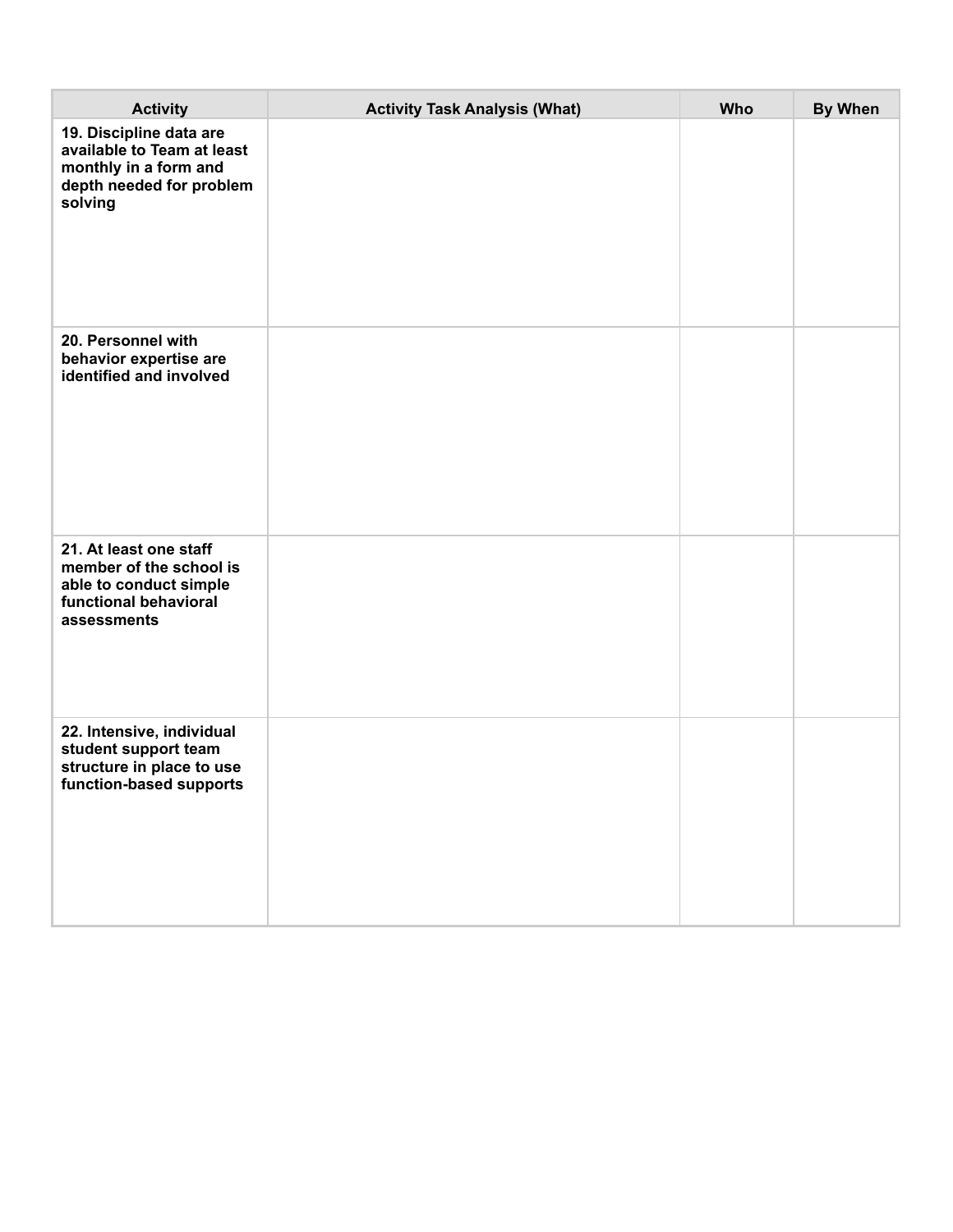| Activity | Activity Task Analysis (What) | Who | By When |
|---|---|---|---|
| **19. Discipline data are available to Team at least monthly in a form and depth needed for problem solving** | | | |
| **20. Personnel with behavior expertise are identified and involved** | | | |
| **21. At least one staff member of the school is able to conduct simple functional behavioral assessments** | | | |
| **22. Intensive, individual student support team structure in place to use function-based supports** | | | |